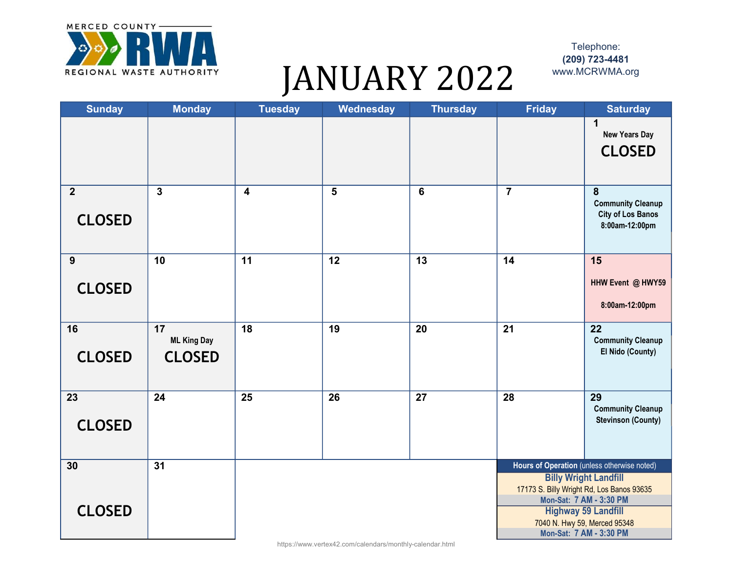MERCED COUNTY RWA REGIONAL WASTE AUTHORITY

# JANUARY 2022

Telephone:
**(209) 723-4481**
www.MCRWMA.org

| Sunday | Monday | Tuesday | Wednesday | Thursday | Friday | Saturday |
|---|---|---|---|---|---|---|
| | | | | | | 1 New Years Day **CLOSED** |
| 2 **CLOSED** | 3 | 4 | 5 | 6 | 7 | 8 Community Cleanup City of Los Banos 8:00am-12:00pm |
| 9 **CLOSED** | 10 | 11 | 12 | 13 | 14 | 15 HHW Event @ HWY59 8:00am-12:00pm |
| 16 **CLOSED** | 17 ML King Day **CLOSED** | 18 | 19 | 20 | 21 | 22 Community Cleanup El Nido (County) |
| 23 **CLOSED** | 24 | 25 | 26 | 27 | 28 | 29 Community Cleanup Stevinson (County) |
| 30 **CLOSED** | 31 | | | | | |

**Hours of Operation** (unless otherwise noted)

**Billy Wright Landfill**
17173 S. Billy Wright Rd, Los Banos 93635
**Mon-Sat: 7 AM - 3:30 PM**

**Highway 59 Landfill**
7040 N. Hwy 59, Merced 95348
**Mon-Sat: 7 AM - 3:30 PM**

https://www.vertex42.com/calendars/monthly-calendar.html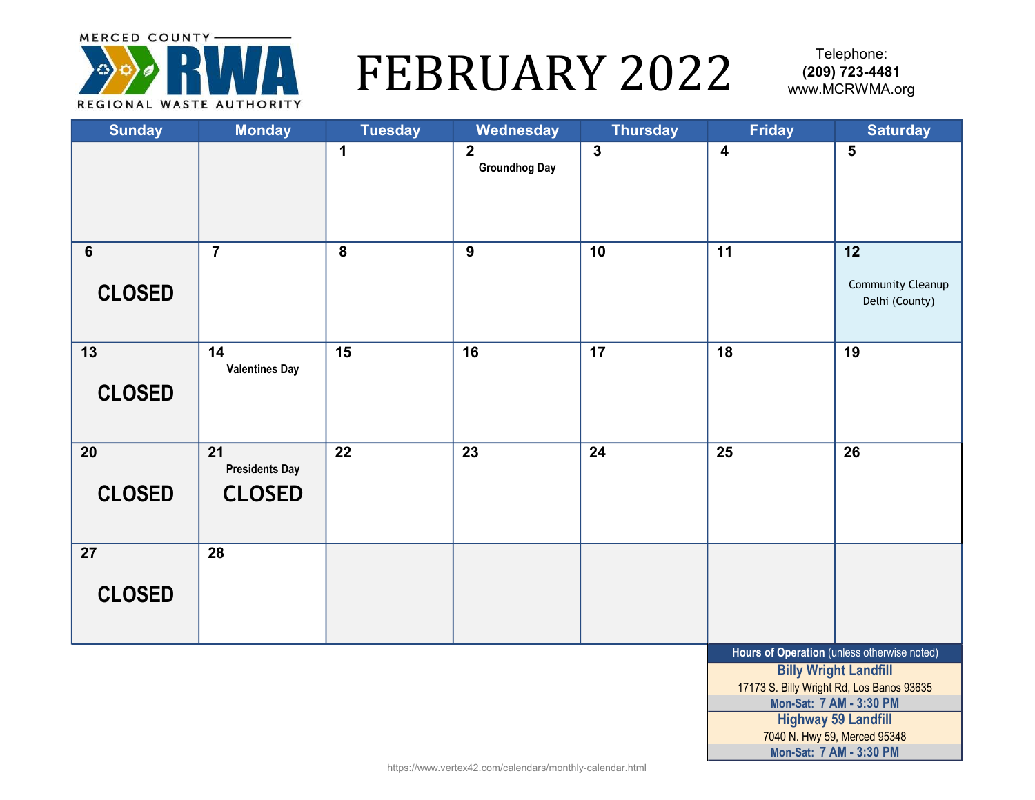MERCED COUNTY RWA REGIONAL WASTE AUTHORITY

# FEBRUARY 2022

Telephone:
**(209) 723-4481**
www.MCRWMA.org

| Sunday | Monday | Tuesday | Wednesday | Thursday | Friday | Saturday |
|---|---|---|---|---|---|---|
| | | 1 | 2 Groundhog Day | 3 | 4 | 5 |
| 6 **CLOSED** | 7 | 8 | 9 | 10 | 11 | 12 Community Cleanup Delhi (County) |
| 13 **CLOSED** | 14 Valentines Day | 15 | 16 | 17 | 18 | 19 |
| 20 **CLOSED** | 21 Presidents Day **CLOSED** | 22 | 23 | 24 | 25 | 26 |
| 27 **CLOSED** | 28 | | | | | |

| **Hours of Operation** (unless otherwise noted) |
|---|
| **Billy Wright Landfill** |
| 17173 S. Billy Wright Rd, Los Banos 93635 |
| **Mon-Sat: 7 AM - 3:30 PM** |
| **Highway 59 Landfill** |
| 7040 N. Hwy 59, Merced 95348 |
| **Mon-Sat: 7 AM - 3:30 PM** |

https://www.vertex42.com/calendars/monthly-calendar.html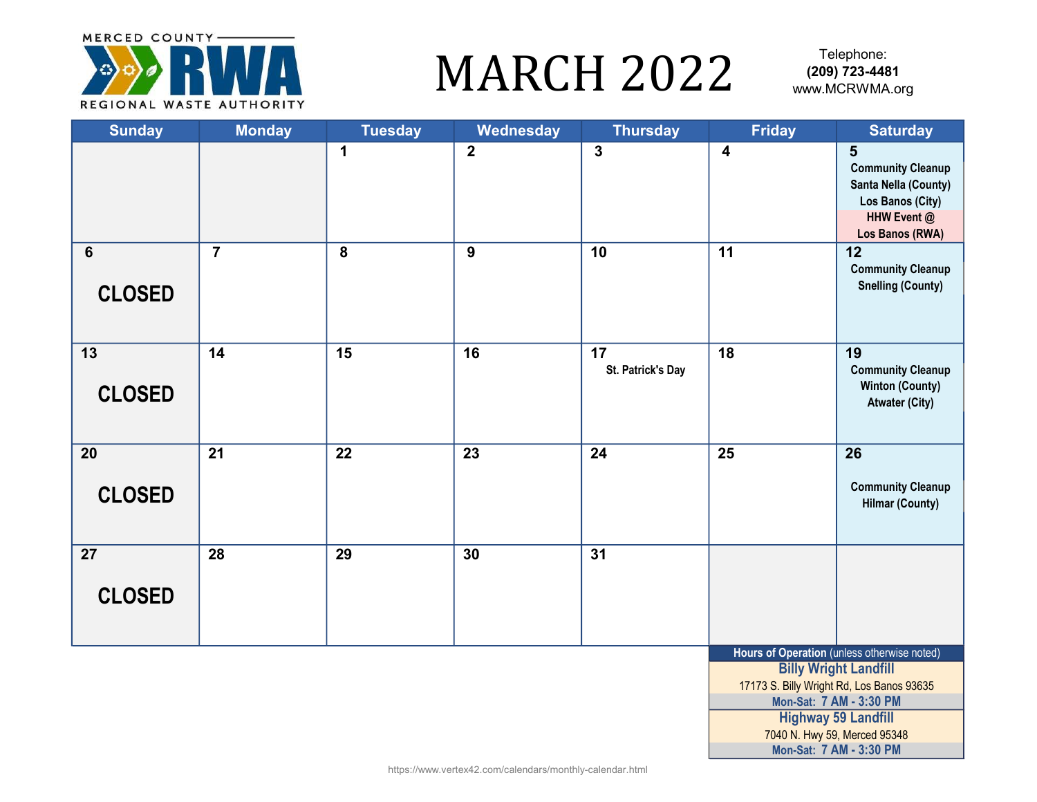MERCED COUNTY RWA REGIONAL WASTE AUTHORITY

# MARCH 2022

Telephone:
**(209) 723-4481**
www.MCRWMA.org

| Sunday | Monday | Tuesday | Wednesday | Thursday | Friday | Saturday |
|---|---|---|---|---|---|---|
| | | 1 | 2 | 3 | 4 | 5 Community Cleanup Santa Nella (County) Los Banos (City) HHW Event @ Los Banos (RWA) |
| 6 CLOSED | 7 | 8 | 9 | 10 | 11 | 12 Community Cleanup Snelling (County) |
| 13 CLOSED | 14 | 15 | 16 | 17 St. Patrick's Day | 18 | 19 Community Cleanup Winton (County) Atwater (City) |
| 20 CLOSED | 21 | 22 | 23 | 24 | 25 | 26 Community Cleanup Hilmar (County) |
| 27 CLOSED | 28 | 29 | 30 | 31 | | |

| **Hours of Operation** (unless otherwise noted) |
|---|
| **Billy Wright Landfill** |
| 17173 S. Billy Wright Rd, Los Banos 93635 |
| **Mon-Sat: 7 AM - 3:30 PM** |
| **Highway 59 Landfill** |
| 7040 N. Hwy 59, Merced 95348 |
| **Mon-Sat: 7 AM - 3:30 PM** |

https://www.vertex42.com/calendars/monthly-calendar.html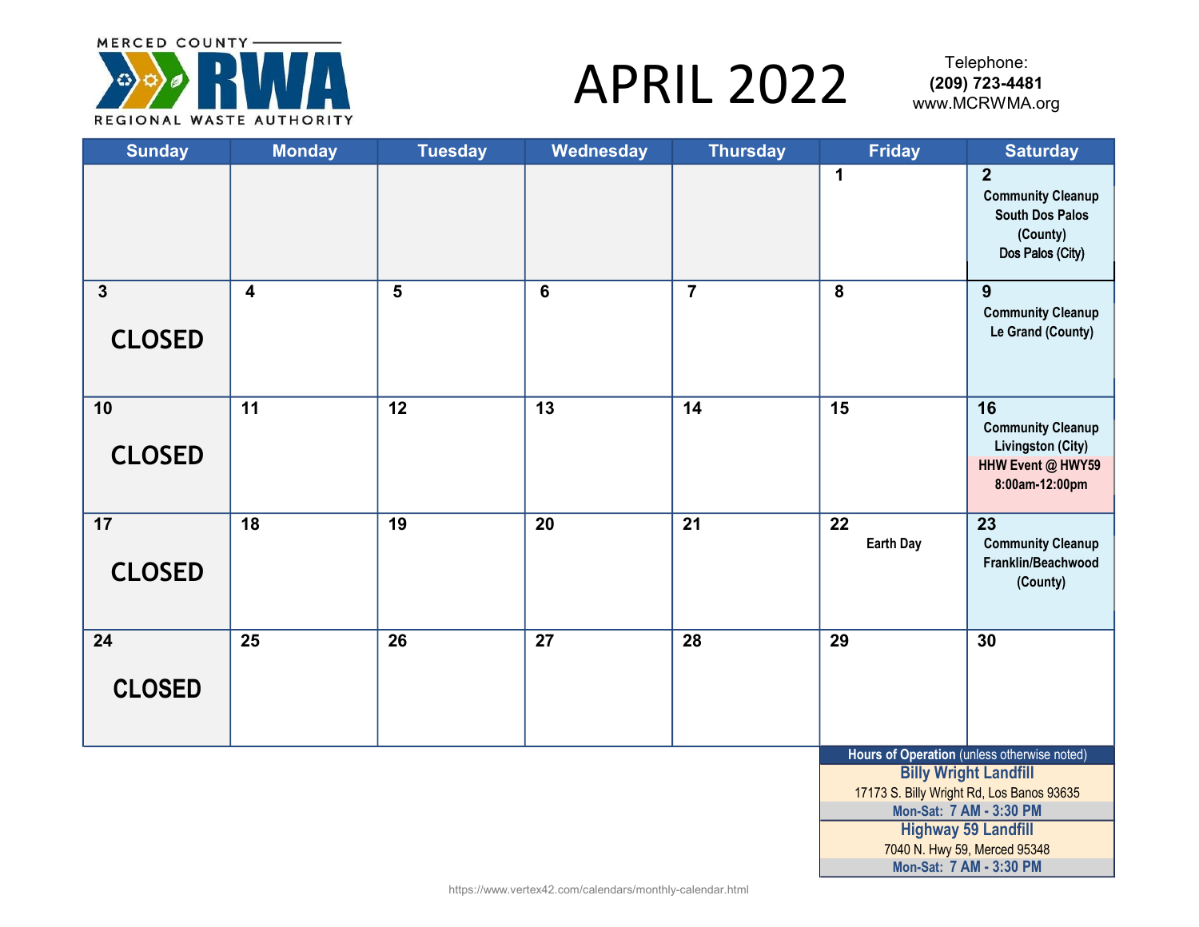MERCED COUNTY RWA REGIONAL WASTE AUTHORITY

# APRIL 2022

Telephone:
**(209) 723-4481**
www.MCRWMA.org

| Sunday | Monday | Tuesday | Wednesday | Thursday | Friday | Saturday |
|---|---|---|---|---|---|---|
| | | | | | 1 | 2 Community Cleanup South Dos Palos (County) Dos Palos (City) |
| 3 CLOSED | 4 | 5 | 6 | 7 | 8 | 9 Community Cleanup Le Grand (County) |
| 10 CLOSED | 11 | 12 | 13 | 14 | 15 | 16 Community Cleanup Livingston (City) HHW Event @ HWY59 8:00am-12:00pm |
| 17 CLOSED | 18 | 19 | 20 | 21 | 22 Earth Day | 23 Community Cleanup Franklin/Beachwood (County) |
| 24 CLOSED | 25 | 26 | 27 | 28 | 29 | 30 |

| **Hours of Operation** (unless otherwise noted) |
|---|
| **Billy Wright Landfill** |
| 17173 S. Billy Wright Rd, Los Banos 93635 |
| **Mon-Sat: 7 AM - 3:30 PM** |
| **Highway 59 Landfill** |
| 7040 N. Hwy 59, Merced 95348 |
| **Mon-Sat: 7 AM - 3:30 PM** |

https://www.vertex42.com/calendars/monthly-calendar.html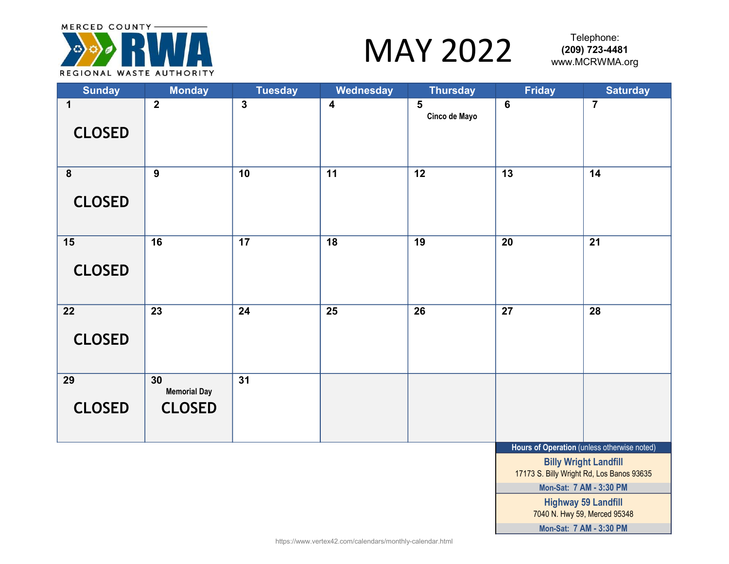MERCED COUNTY RWA REGIONAL WASTE AUTHORITY

# MAY 2022

Telephone:
**(209) 723-4481**
www.MCRWMA.org

| Sunday | Monday | Tuesday | Wednesday | Thursday | Friday | Saturday |
|---|---|---|---|---|---|---|
| 1 CLOSED | 2 | 3 | 4 | 5 Cinco de Mayo | 6 | 7 |
| 8 CLOSED | 9 | 10 | 11 | 12 | 13 | 14 |
| 15 CLOSED | 16 | 17 | 18 | 19 | 20 | 21 |
| 22 CLOSED | 23 | 24 | 25 | 26 | 27 | 28 |
| 29 CLOSED | 30 Memorial Day CLOSED | 31 | | | | |

**Hours of Operation** (unless otherwise noted)

**Billy Wright Landfill**
17173 S. Billy Wright Rd, Los Banos 93635
**Mon-Sat: 7 AM - 3:30 PM**

**Highway 59 Landfill**
7040 N. Hwy 59, Merced 95348
**Mon-Sat: 7 AM - 3:30 PM**

https://www.vertex42.com/calendars/monthly-calendar.html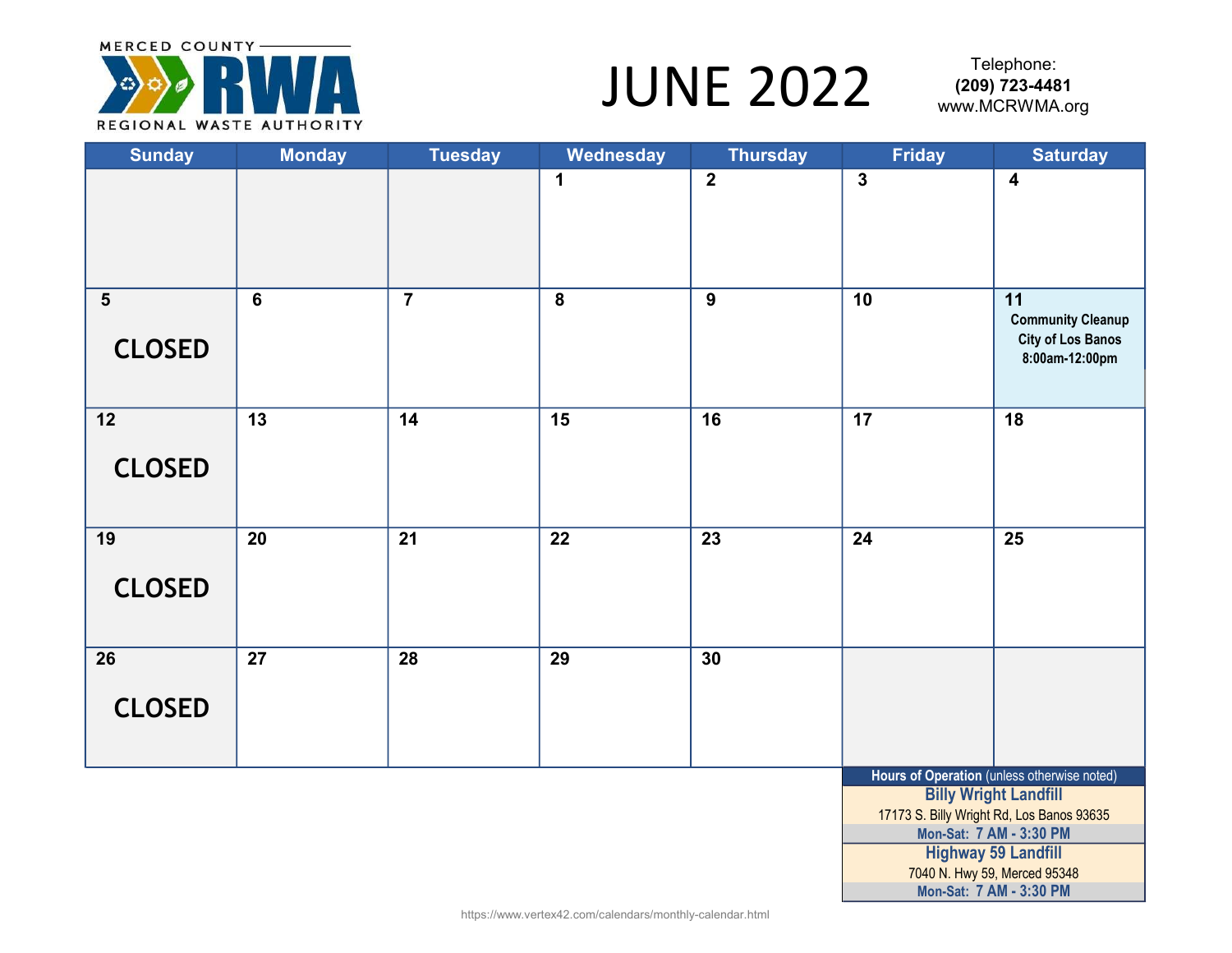MERCED COUNTY RWA REGIONAL WASTE AUTHORITY

# JUNE 2022

Telephone:
**(209) 723-4481**
www.MCRWMA.org

| Sunday | Monday | Tuesday | Wednesday | Thursday | Friday | Saturday |
|---|---|---|---|---|---|---|
| | | | 1 | 2 | 3 | 4 |
| 5 CLOSED | 6 | 7 | 8 | 9 | 10 | 11 Community Cleanup City of Los Banos 8:00am-12:00pm |
| 12 CLOSED | 13 | 14 | 15 | 16 | 17 | 18 |
| 19 CLOSED | 20 | 21 | 22 | 23 | 24 | 25 |
| 26 CLOSED | 27 | 28 | 29 | 30 | | |

**Hours of Operation** (unless otherwise noted)

**Billy Wright Landfill**
17173 S. Billy Wright Rd, Los Banos 93635
**Mon-Sat: 7 AM - 3:30 PM**

**Highway 59 Landfill**
7040 N. Hwy 59, Merced 95348
**Mon-Sat: 7 AM - 3:30 PM**

https://www.vertex42.com/calendars/monthly-calendar.html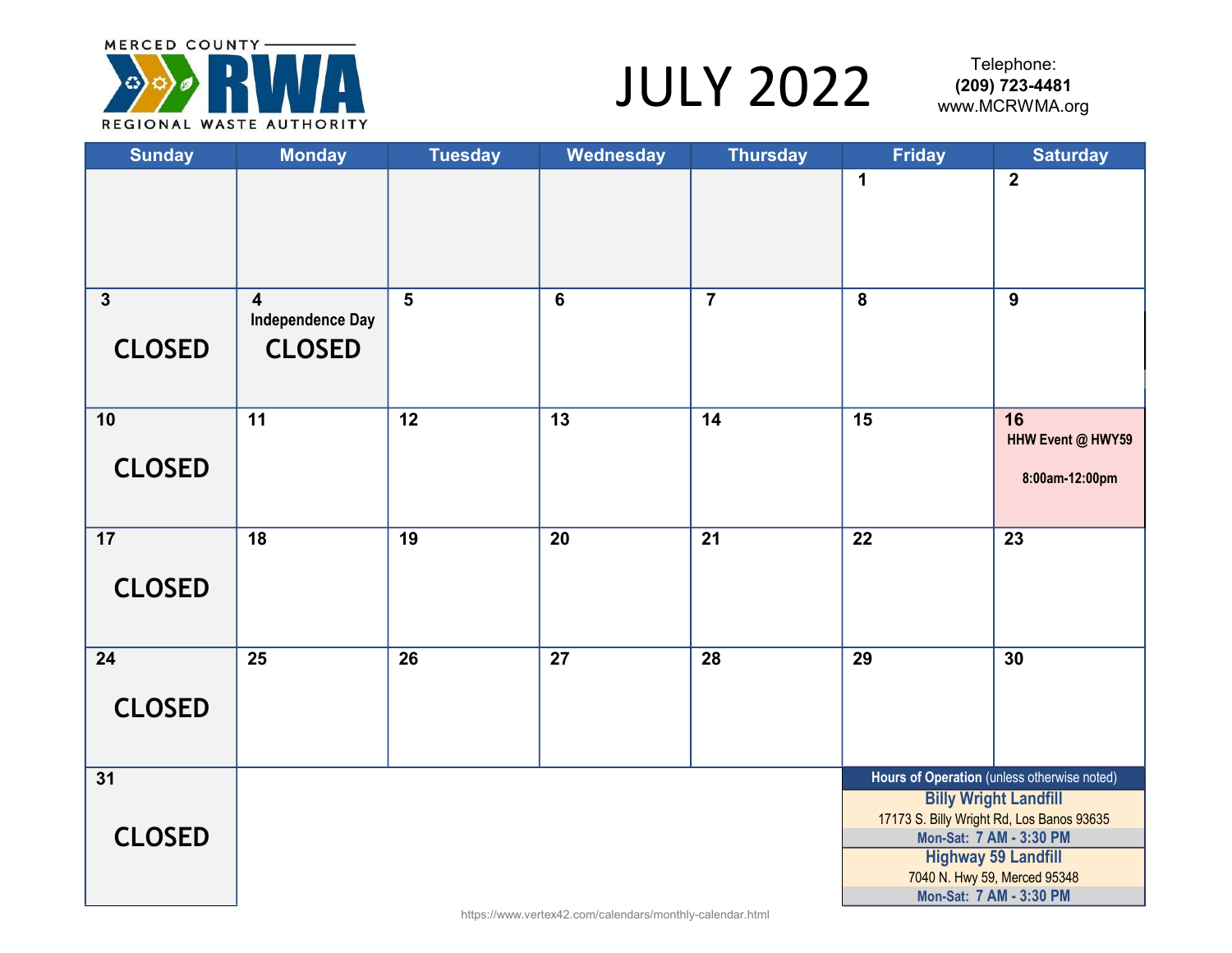MERCED COUNTY RWA REGIONAL WASTE AUTHORITY

# JULY 2022

Telephone:
**(209) 723-4481**
www.MCRWMA.org

| Sunday | Monday | Tuesday | Wednesday | Thursday | Friday | Saturday |
|---|---|---|---|---|---|---|
| | | | | | 1 | 2 |
| 3 CLOSED | 4 Independence Day CLOSED | 5 | 6 | 7 | 8 | 9 |
| 10 CLOSED | 11 | 12 | 13 | 14 | 15 | 16 HHW Event @ HWY59 8:00am-12:00pm |
| 17 CLOSED | 18 | 19 | 20 | 21 | 22 | 23 |
| 24 CLOSED | 25 | 26 | 27 | 28 | 29 | 30 |
| 31 CLOSED | | | | | | |

**Hours of Operation** (unless otherwise noted)

**Billy Wright Landfill**
17173 S. Billy Wright Rd, Los Banos 93635
**Mon-Sat: 7 AM - 3:30 PM**

**Highway 59 Landfill**
7040 N. Hwy 59, Merced 95348
**Mon-Sat: 7 AM - 3:30 PM**

https://www.vertex42.com/calendars/monthly-calendar.html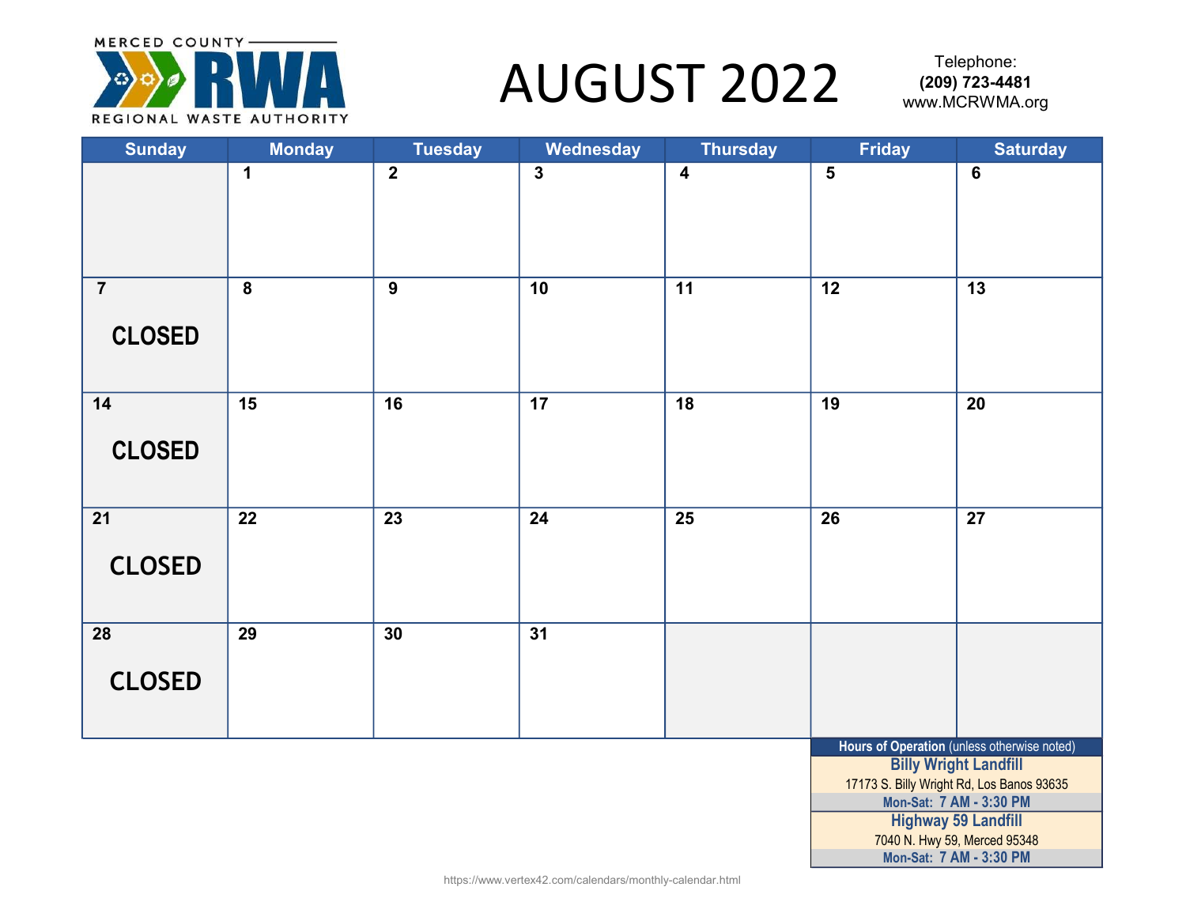MERCED COUNTY RWA REGIONAL WASTE AUTHORITY

# AUGUST 2022

Telephone:
**(209) 723-4481**
www.MCRWMA.org

| Sunday | Monday | Tuesday | Wednesday | Thursday | Friday | Saturday |
|---|---|---|---|---|---|---|
| | 1 | 2 | 3 | 4 | 5 | 6 |
| 7 CLOSED | 8 | 9 | 10 | 11 | 12 | 13 |
| 14 CLOSED | 15 | 16 | 17 | 18 | 19 | 20 |
| 21 CLOSED | 22 | 23 | 24 | 25 | 26 | 27 |
| 28 CLOSED | 29 | 30 | 31 | | | |

**Hours of Operation** (unless otherwise noted)

**Billy Wright Landfill**
17173 S. Billy Wright Rd, Los Banos 93635
**Mon-Sat: 7 AM - 3:30 PM**

**Highway 59 Landfill**
7040 N. Hwy 59, Merced 95348
**Mon-Sat: 7 AM - 3:30 PM**

https://www.vertex42.com/calendars/monthly-calendar.html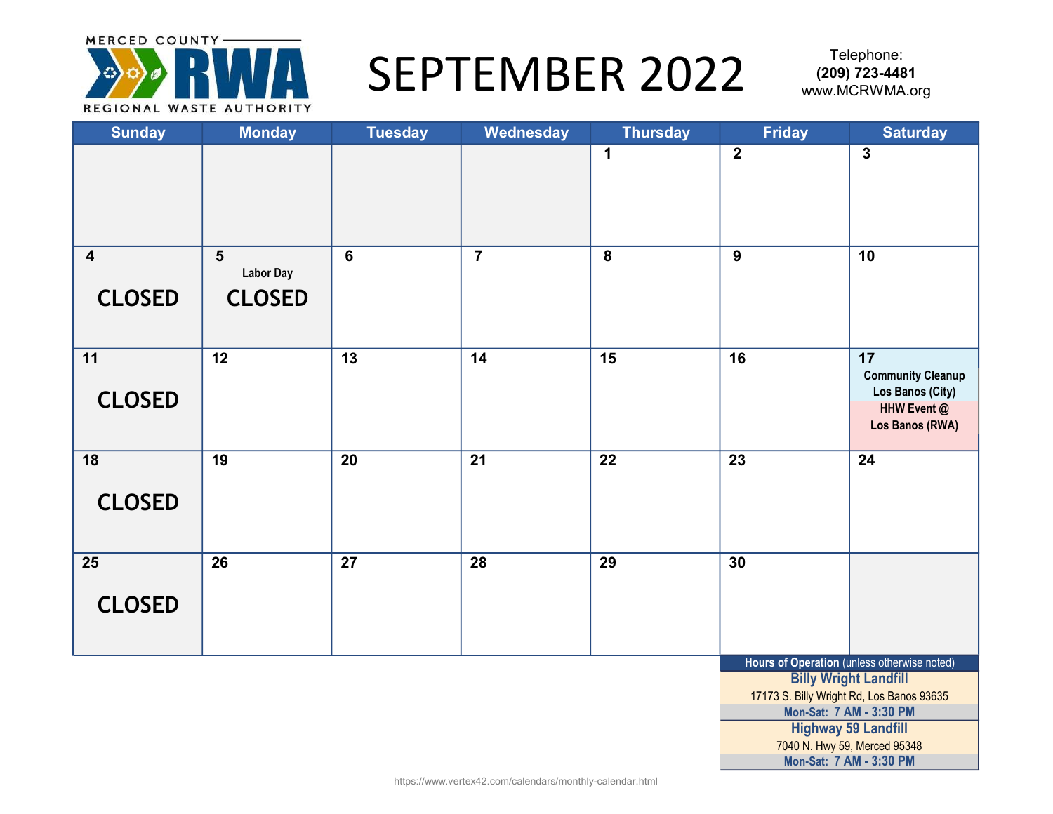MERCED COUNTY RWA REGIONAL WASTE AUTHORITY

# SEPTEMBER 2022

Telephone:
**(209) 723-4481**
www.MCRWMA.org

| Sunday | Monday | Tuesday | Wednesday | Thursday | Friday | Saturday |
|---|---|---|---|---|---|---|
| | | | | 1 | 2 | 3 |
| 4 CLOSED | 5 Labor Day CLOSED | 6 | 7 | 8 | 9 | 10 |
| 11 CLOSED | 12 | 13 | 14 | 15 | 16 | 17 Community Cleanup Los Banos (City) HHW Event @ Los Banos (RWA) |
| 18 CLOSED | 19 | 20 | 21 | 22 | 23 | 24 |
| 25 CLOSED | 26 | 27 | 28 | 29 | 30 | |

| **Hours of Operation** (unless otherwise noted) |
|---|
| **Billy Wright Landfill** |
| 17173 S. Billy Wright Rd, Los Banos 93635 |
| **Mon-Sat: 7 AM - 3:30 PM** |
| **Highway 59 Landfill** |
| 7040 N. Hwy 59, Merced 95348 |
| **Mon-Sat: 7 AM - 3:30 PM** |

https://www.vertex42.com/calendars/monthly-calendar.html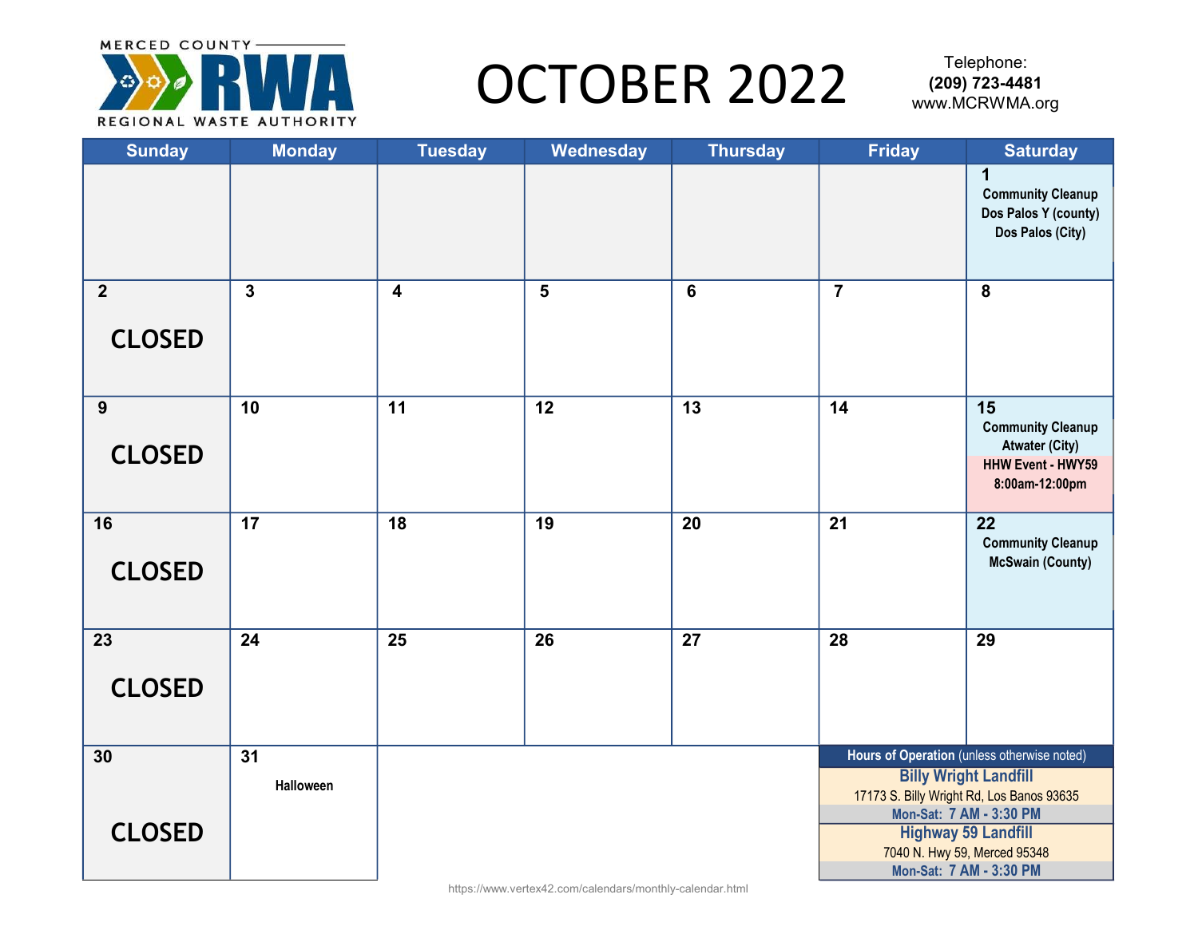MERCED COUNTY RWA REGIONAL WASTE AUTHORITY

# OCTOBER 2022

Telephone:
**(209) 723-4481**
www.MCRWMA.org

| Sunday | Monday | Tuesday | Wednesday | Thursday | Friday | Saturday |
|---|---|---|---|---|---|---|
| | | | | | | **1** Community Cleanup Dos Palos Y (county) Dos Palos (City) |
| **2** CLOSED | **3** | **4** | **5** | **6** | **7** | **8** |
| **9** CLOSED | **10** | **11** | **12** | **13** | **14** | **15** Community Cleanup Atwater (City) HHW Event - HWY59 8:00am-12:00pm |
| **16** CLOSED | **17** | **18** | **19** | **20** | **21** | **22** Community Cleanup McSwain (County) |
| **23** CLOSED | **24** | **25** | **26** | **27** | **28** | **29** |
| **30** CLOSED | **31** Halloween | | | | | |

**Hours of Operation** (unless otherwise noted)

**Billy Wright Landfill**
17173 S. Billy Wright Rd, Los Banos 93635
**Mon-Sat: 7 AM - 3:30 PM**

**Highway 59 Landfill**
7040 N. Hwy 59, Merced 95348
**Mon-Sat: 7 AM - 3:30 PM**

https://www.vertex42.com/calendars/monthly-calendar.html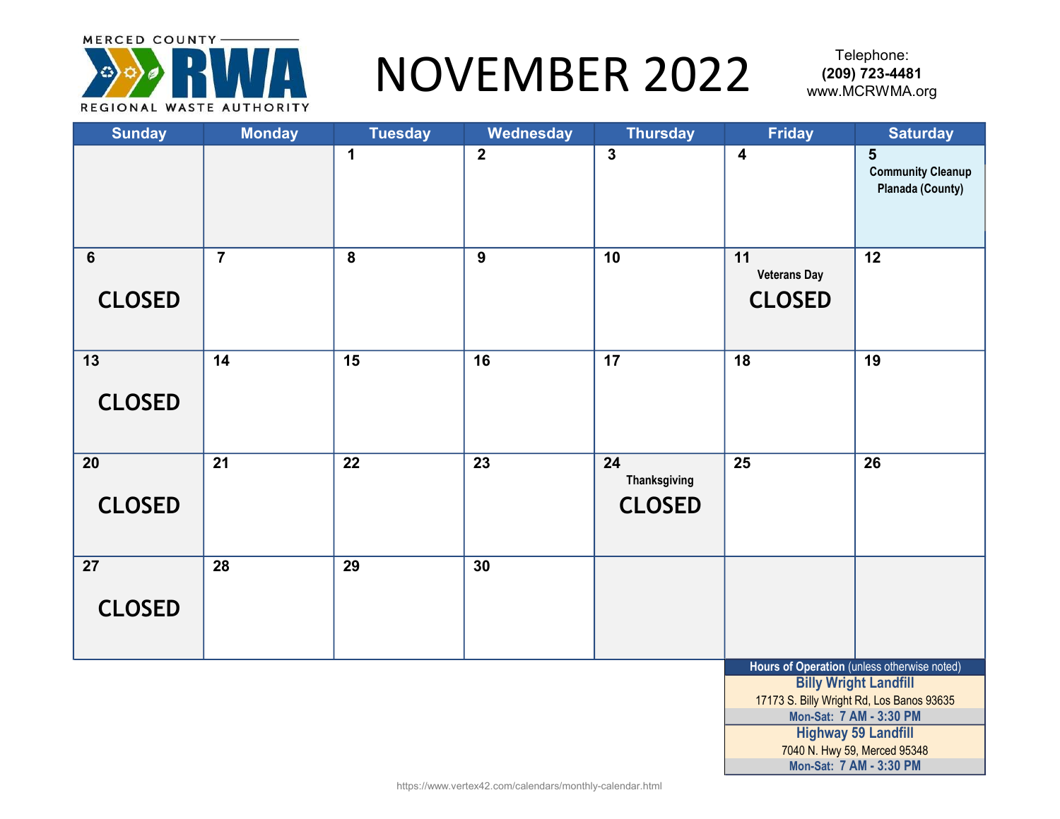MERCED COUNTY RWA REGIONAL WASTE AUTHORITY

# NOVEMBER 2022

Telephone:
**(209) 723-4481**
www.MCRWMA.org

| Sunday | Monday | Tuesday | Wednesday | Thursday | Friday | Saturday |
|---|---|---|---|---|---|---|
| | | 1 | 2 | 3 | 4 | 5 Community Cleanup Planada (County) |
| 6 **CLOSED** | 7 | 8 | 9 | 10 | 11 Veterans Day **CLOSED** | 12 |
| 13 **CLOSED** | 14 | 15 | 16 | 17 | 18 | 19 |
| 20 **CLOSED** | 21 | 22 | 23 | 24 Thanksgiving **CLOSED** | 25 | 26 |
| 27 **CLOSED** | 28 | 29 | 30 | | | |

| **Hours of Operation** (unless otherwise noted) |
|---|
| **Billy Wright Landfill** |
| 17173 S. Billy Wright Rd, Los Banos 93635 |
| **Mon-Sat: 7 AM - 3:30 PM** |
| **Highway 59 Landfill** |
| 7040 N. Hwy 59, Merced 95348 |
| **Mon-Sat: 7 AM - 3:30 PM** |

https://www.vertex42.com/calendars/monthly-calendar.html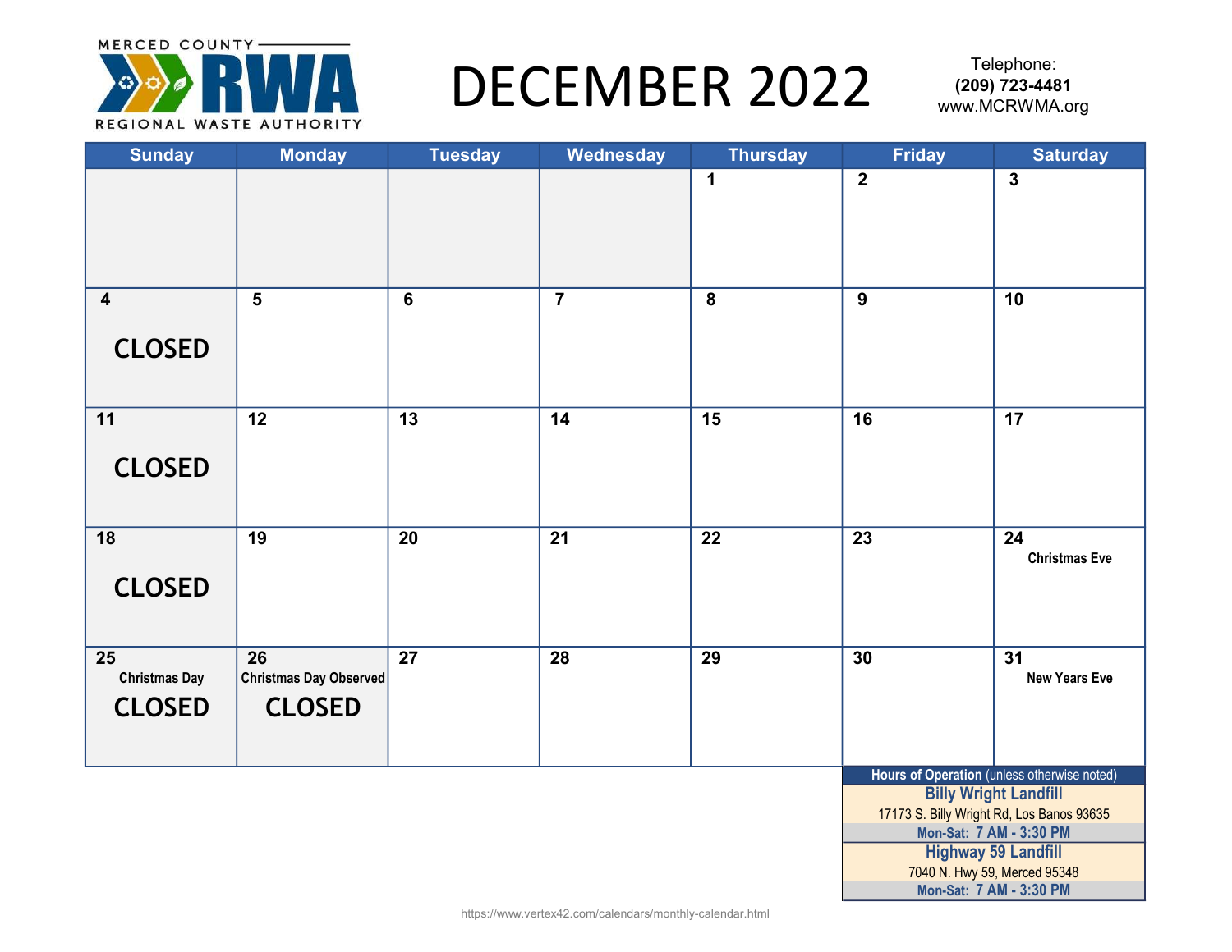MERCED COUNTY RWA REGIONAL WASTE AUTHORITY

# DECEMBER 2022

Telephone:
**(209) 723-4481**
www.MCRWMA.org

| Sunday | Monday | Tuesday | Wednesday | Thursday | Friday | Saturday |
|---|---|---|---|---|---|---|
| | | | | 1 | 2 | 3 |
| 4 CLOSED | 5 | 6 | 7 | 8 | 9 | 10 |
| 11 CLOSED | 12 | 13 | 14 | 15 | 16 | 17 |
| 18 CLOSED | 19 | 20 | 21 | 22 | 23 | 24 Christmas Eve |
| 25 Christmas Day CLOSED | 26 Christmas Day Observed CLOSED | 27 | 28 | 29 | 30 | 31 New Years Eve |

| **Hours of Operation** (unless otherwise noted) |
|---|
| **Billy Wright Landfill** |
| 17173 S. Billy Wright Rd, Los Banos 93635 |
| **Mon-Sat: 7 AM - 3:30 PM** |
| **Highway 59 Landfill** |
| 7040 N. Hwy 59, Merced 95348 |
| **Mon-Sat: 7 AM - 3:30 PM** |

https://www.vertex42.com/calendars/monthly-calendar.html